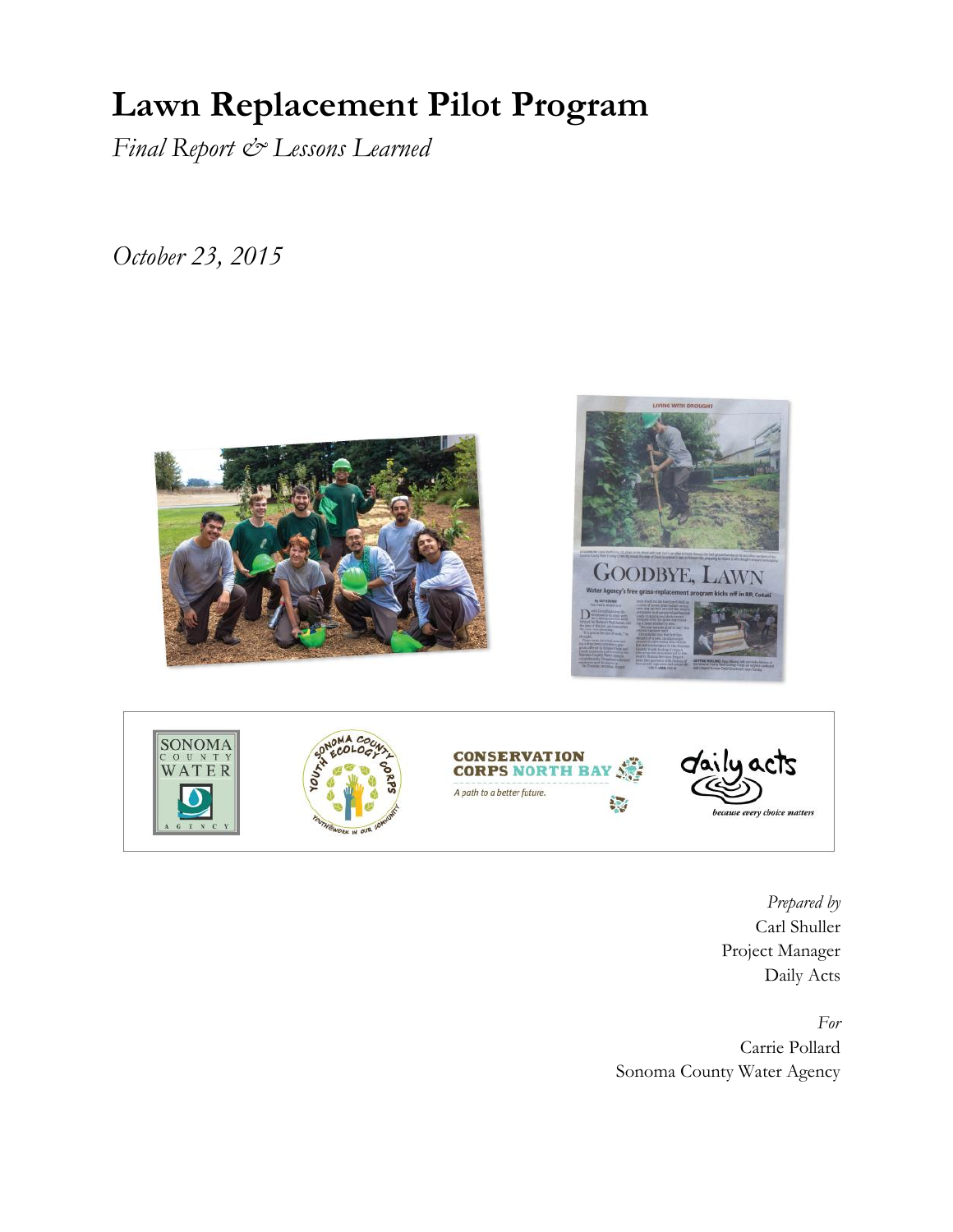# Lawn Replacement Pilot Program

*Final Report & Lessons Learned*

*October 23, 2015*

*Prepared by*
Carl Shuller
Project Manager
Daily Acts

*For*
Carrie Pollard
Sonoma County Water Agency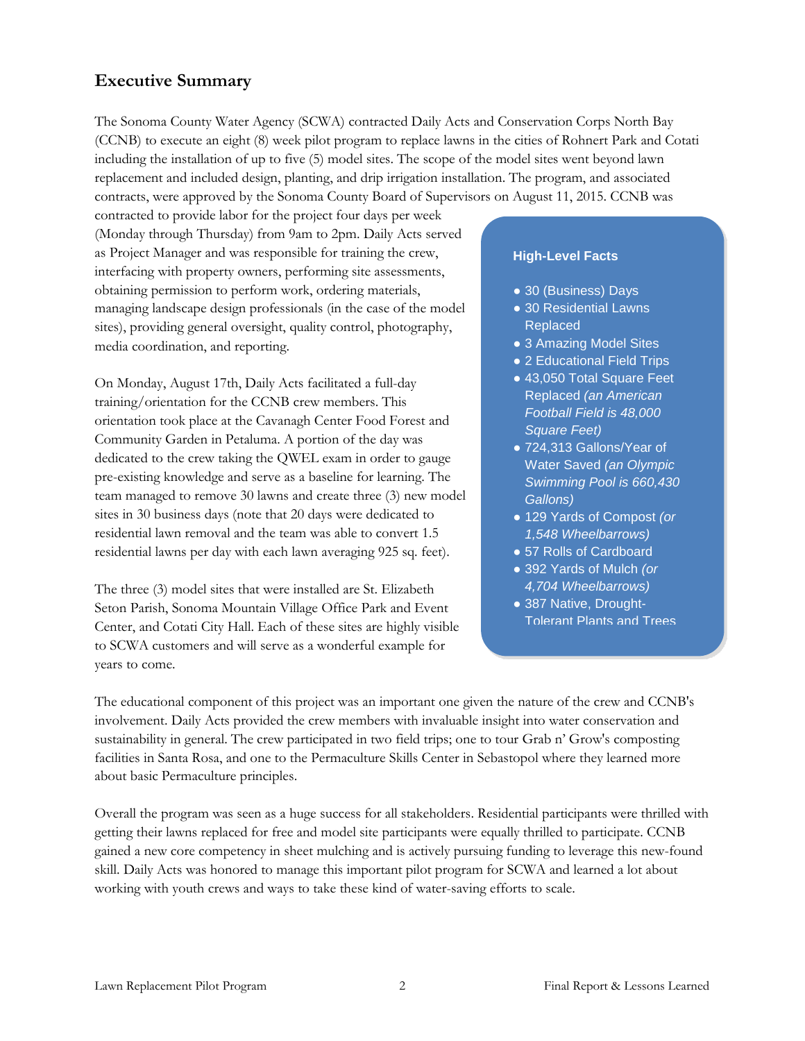## Executive Summary

The Sonoma County Water Agency (SCWA) contracted Daily Acts and Conservation Corps North Bay (CCNB) to execute an eight (8) week pilot program to replace lawns in the cities of Rohnert Park and Cotati including the installation of up to five (5) model sites. The scope of the model sites went beyond lawn replacement and included design, planting, and drip irrigation installation. The program, and associated contracts, were approved by the Sonoma County Board of Supervisors on August 11, 2015. CCNB was contracted to provide labor for the project four days per week (Monday through Thursday) from 9am to 2pm. Daily Acts served as Project Manager and was responsible for training the crew, interfacing with property owners, performing site assessments, obtaining permission to perform work, ordering materials, managing landscape design professionals (in the case of the model sites), providing general oversight, quality control, photography, media coordination, and reporting.

On Monday, August 17th, Daily Acts facilitated a full-day training/orientation for the CCNB crew members. This orientation took place at the Cavanagh Center Food Forest and Community Garden in Petaluma. A portion of the day was dedicated to the crew taking the QWEL exam in order to gauge pre-existing knowledge and serve as a baseline for learning. The team managed to remove 30 lawns and create three (3) new model sites in 30 business days (note that 20 days were dedicated to residential lawn removal and the team was able to convert 1.5 residential lawns per day with each lawn averaging 925 sq. feet).

The three (3) model sites that were installed are St. Elizabeth Seton Parish, Sonoma Mountain Village Office Park and Event Center, and Cotati City Hall. Each of these sites are highly visible to SCWA customers and will serve as a wonderful example for years to come.

**High-Level Facts**

- 30 (Business) Days
- 30 Residential Lawns Replaced
- 3 Amazing Model Sites
- 2 Educational Field Trips
- 43,050 Total Square Feet Replaced *(an American Football Field is 48,000 Square Feet)*
- 724,313 Gallons/Year of Water Saved *(an Olympic Swimming Pool is 660,430 Gallons)*
- 129 Yards of Compost *(or 1,548 Wheelbarrows)*
- 57 Rolls of Cardboard
- 392 Yards of Mulch *(or 4,704 Wheelbarrows)*
- 387 Native, Drought-Tolerant Plants and Trees

The educational component of this project was an important one given the nature of the crew and CCNB's involvement. Daily Acts provided the crew members with invaluable insight into water conservation and sustainability in general. The crew participated in two field trips; one to tour Grab n' Grow's composting facilities in Santa Rosa, and one to the Permaculture Skills Center in Sebastopol where they learned more about basic Permaculture principles.

Overall the program was seen as a huge success for all stakeholders. Residential participants were thrilled with getting their lawns replaced for free and model site participants were equally thrilled to participate. CCNB gained a new core competency in sheet mulching and is actively pursuing funding to leverage this new-found skill. Daily Acts was honored to manage this important pilot program for SCWA and learned a lot about working with youth crews and ways to take these kind of water-saving efforts to scale.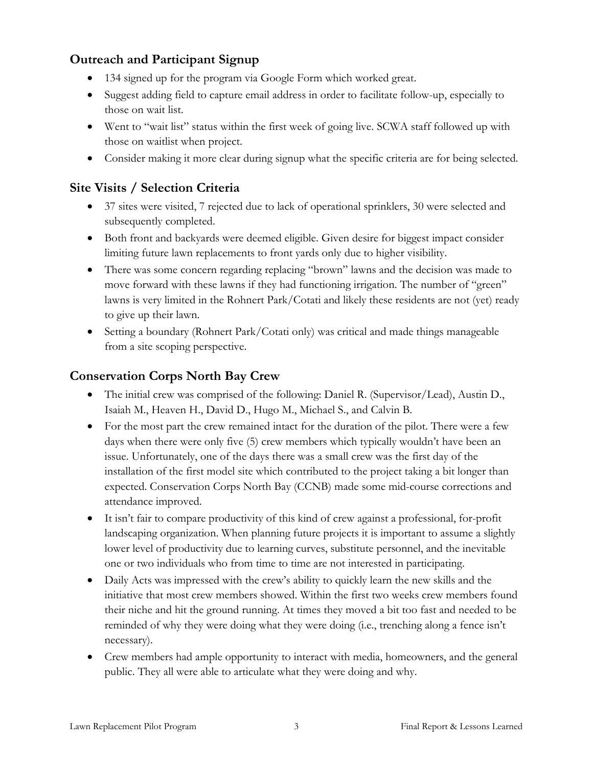## Outreach and Participant Signup

- 134 signed up for the program via Google Form which worked great.
- Suggest adding field to capture email address in order to facilitate follow-up, especially to those on wait list.
- Went to "wait list" status within the first week of going live. SCWA staff followed up with those on waitlist when project.
- Consider making it more clear during signup what the specific criteria are for being selected.

## Site Visits / Selection Criteria

- 37 sites were visited, 7 rejected due to lack of operational sprinklers, 30 were selected and subsequently completed.
- Both front and backyards were deemed eligible. Given desire for biggest impact consider limiting future lawn replacements to front yards only due to higher visibility.
- There was some concern regarding replacing "brown" lawns and the decision was made to move forward with these lawns if they had functioning irrigation. The number of "green" lawns is very limited in the Rohnert Park/Cotati and likely these residents are not (yet) ready to give up their lawn.
- Setting a boundary (Rohnert Park/Cotati only) was critical and made things manageable from a site scoping perspective.

## Conservation Corps North Bay Crew

- The initial crew was comprised of the following: Daniel R. (Supervisor/Lead), Austin D., Isaiah M., Heaven H., David D., Hugo M., Michael S., and Calvin B.
- For the most part the crew remained intact for the duration of the pilot. There were a few days when there were only five (5) crew members which typically wouldn't have been an issue. Unfortunately, one of the days there was a small crew was the first day of the installation of the first model site which contributed to the project taking a bit longer than expected. Conservation Corps North Bay (CCNB) made some mid-course corrections and attendance improved.
- It isn't fair to compare productivity of this kind of crew against a professional, for-profit landscaping organization. When planning future projects it is important to assume a slightly lower level of productivity due to learning curves, substitute personnel, and the inevitable one or two individuals who from time to time are not interested in participating.
- Daily Acts was impressed with the crew's ability to quickly learn the new skills and the initiative that most crew members showed. Within the first two weeks crew members found their niche and hit the ground running. At times they moved a bit too fast and needed to be reminded of why they were doing what they were doing (i.e., trenching along a fence isn't necessary).
- Crew members had ample opportunity to interact with media, homeowners, and the general public. They all were able to articulate what they were doing and why.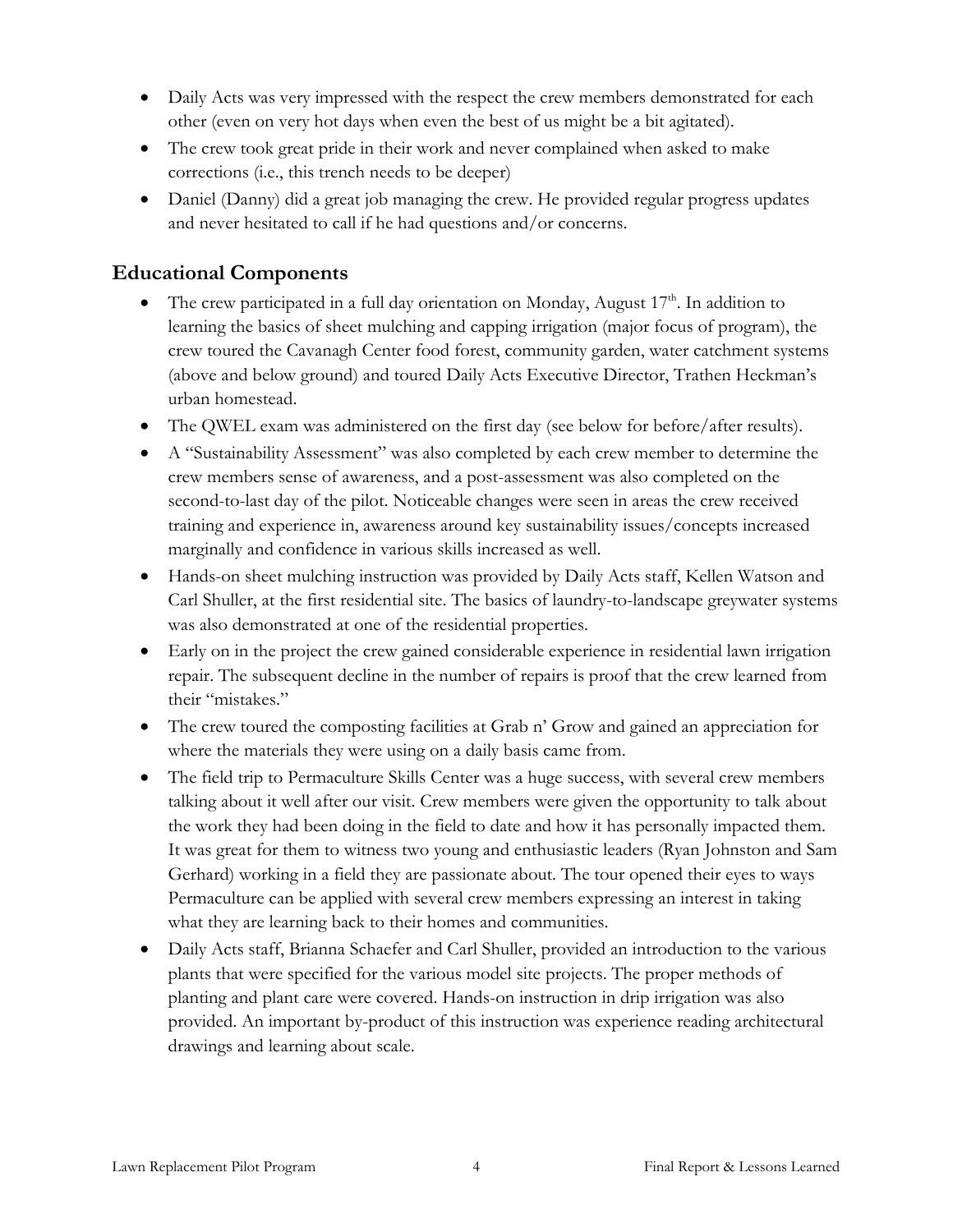- Daily Acts was very impressed with the respect the crew members demonstrated for each other (even on very hot days when even the best of us might be a bit agitated).
- The crew took great pride in their work and never complained when asked to make corrections (i.e., this trench needs to be deeper)
- Daniel (Danny) did a great job managing the crew. He provided regular progress updates and never hesitated to call if he had questions and/or concerns.

## Educational Components

- The crew participated in a full day orientation on Monday, August 17th. In addition to learning the basics of sheet mulching and capping irrigation (major focus of program), the crew toured the Cavanagh Center food forest, community garden, water catchment systems (above and below ground) and toured Daily Acts Executive Director, Trathen Heckman's urban homestead.
- The QWEL exam was administered on the first day (see below for before/after results).
- A "Sustainability Assessment" was also completed by each crew member to determine the crew members sense of awareness, and a post-assessment was also completed on the second-to-last day of the pilot. Noticeable changes were seen in areas the crew received training and experience in, awareness around key sustainability issues/concepts increased marginally and confidence in various skills increased as well.
- Hands-on sheet mulching instruction was provided by Daily Acts staff, Kellen Watson and Carl Shuller, at the first residential site. The basics of laundry-to-landscape greywater systems was also demonstrated at one of the residential properties.
- Early on in the project the crew gained considerable experience in residential lawn irrigation repair. The subsequent decline in the number of repairs is proof that the crew learned from their "mistakes."
- The crew toured the composting facilities at Grab n' Grow and gained an appreciation for where the materials they were using on a daily basis came from.
- The field trip to Permaculture Skills Center was a huge success, with several crew members talking about it well after our visit. Crew members were given the opportunity to talk about the work they had been doing in the field to date and how it has personally impacted them. It was great for them to witness two young and enthusiastic leaders (Ryan Johnston and Sam Gerhard) working in a field they are passionate about. The tour opened their eyes to ways Permaculture can be applied with several crew members expressing an interest in taking what they are learning back to their homes and communities.
- Daily Acts staff, Brianna Schaefer and Carl Shuller, provided an introduction to the various plants that were specified for the various model site projects. The proper methods of planting and plant care were covered. Hands-on instruction in drip irrigation was also provided. An important by-product of this instruction was experience reading architectural drawings and learning about scale.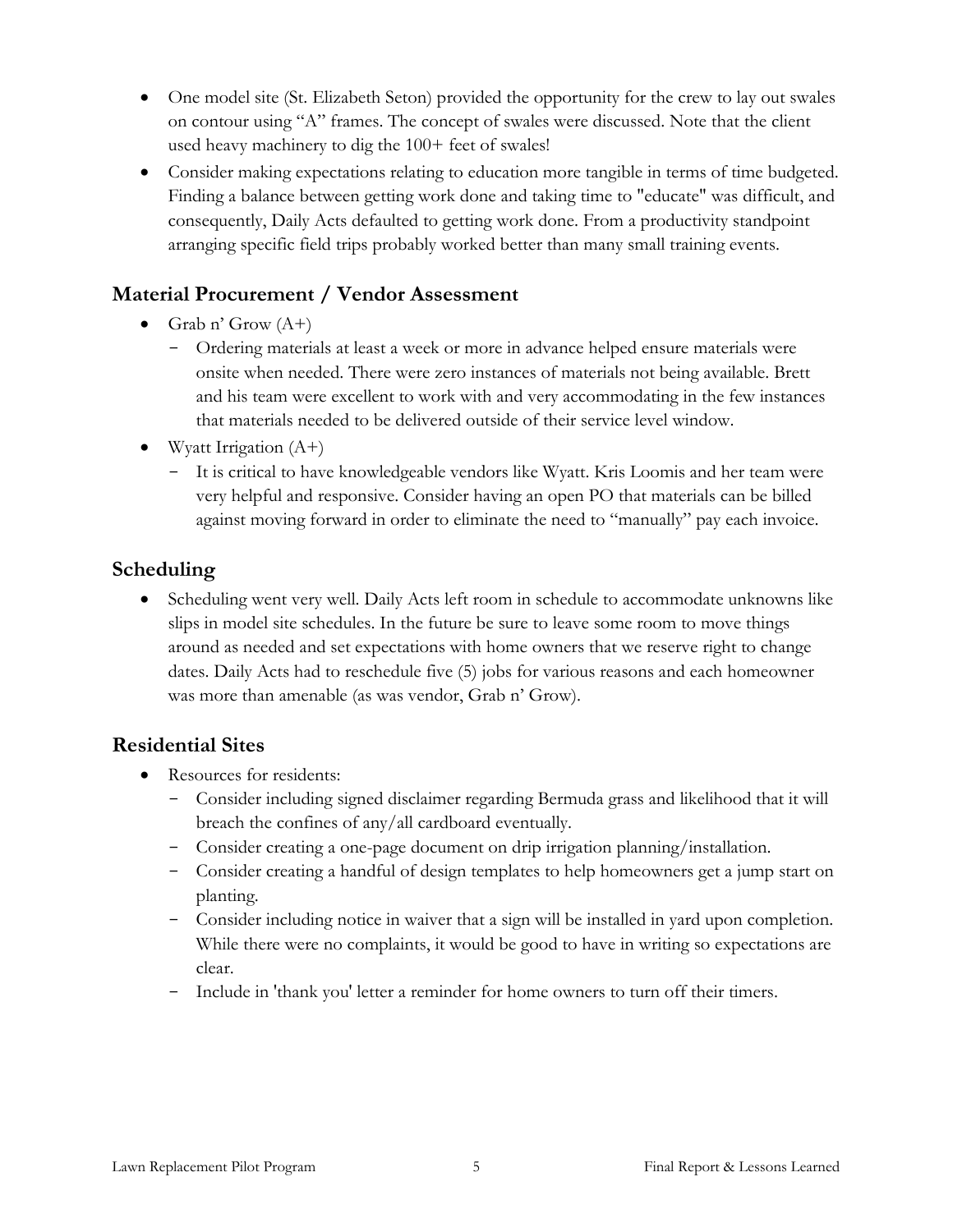- One model site (St. Elizabeth Seton) provided the opportunity for the crew to lay out swales on contour using "A" frames. The concept of swales were discussed. Note that the client used heavy machinery to dig the 100+ feet of swales!
- Consider making expectations relating to education more tangible in terms of time budgeted. Finding a balance between getting work done and taking time to "educate" was difficult, and consequently, Daily Acts defaulted to getting work done. From a productivity standpoint arranging specific field trips probably worked better than many small training events.

## Material Procurement / Vendor Assessment

- Grab n' Grow (A+)
  - Ordering materials at least a week or more in advance helped ensure materials were onsite when needed. There were zero instances of materials not being available. Brett and his team were excellent to work with and very accommodating in the few instances that materials needed to be delivered outside of their service level window.
- Wyatt Irrigation (A+)
  - It is critical to have knowledgeable vendors like Wyatt. Kris Loomis and her team were very helpful and responsive. Consider having an open PO that materials can be billed against moving forward in order to eliminate the need to "manually" pay each invoice.

## Scheduling

- Scheduling went very well. Daily Acts left room in schedule to accommodate unknowns like slips in model site schedules. In the future be sure to leave some room to move things around as needed and set expectations with home owners that we reserve right to change dates. Daily Acts had to reschedule five (5) jobs for various reasons and each homeowner was more than amenable (as was vendor, Grab n' Grow).

## Residential Sites

- Resources for residents:
  - Consider including signed disclaimer regarding Bermuda grass and likelihood that it will breach the confines of any/all cardboard eventually.
  - Consider creating a one-page document on drip irrigation planning/installation.
  - Consider creating a handful of design templates to help homeowners get a jump start on planting.
  - Consider including notice in waiver that a sign will be installed in yard upon completion. While there were no complaints, it would be good to have in writing so expectations are clear.
  - Include in 'thank you' letter a reminder for home owners to turn off their timers.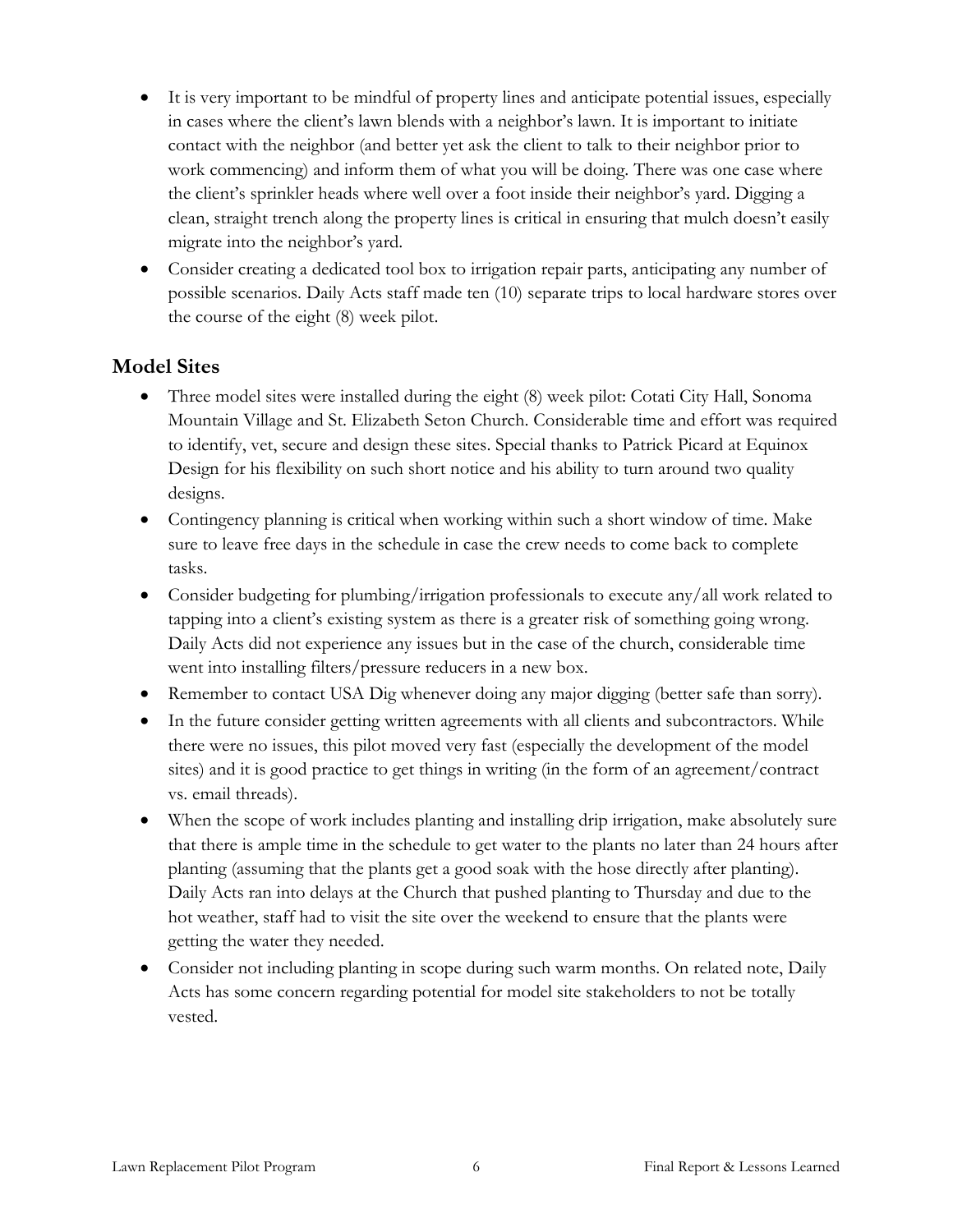- It is very important to be mindful of property lines and anticipate potential issues, especially in cases where the client's lawn blends with a neighbor's lawn. It is important to initiate contact with the neighbor (and better yet ask the client to talk to their neighbor prior to work commencing) and inform them of what you will be doing. There was one case where the client's sprinkler heads where well over a foot inside their neighbor's yard. Digging a clean, straight trench along the property lines is critical in ensuring that mulch doesn't easily migrate into the neighbor's yard.
- Consider creating a dedicated tool box to irrigation repair parts, anticipating any number of possible scenarios. Daily Acts staff made ten (10) separate trips to local hardware stores over the course of the eight (8) week pilot.

## Model Sites

- Three model sites were installed during the eight (8) week pilot: Cotati City Hall, Sonoma Mountain Village and St. Elizabeth Seton Church. Considerable time and effort was required to identify, vet, secure and design these sites. Special thanks to Patrick Picard at Equinox Design for his flexibility on such short notice and his ability to turn around two quality designs.
- Contingency planning is critical when working within such a short window of time. Make sure to leave free days in the schedule in case the crew needs to come back to complete tasks.
- Consider budgeting for plumbing/irrigation professionals to execute any/all work related to tapping into a client's existing system as there is a greater risk of something going wrong. Daily Acts did not experience any issues but in the case of the church, considerable time went into installing filters/pressure reducers in a new box.
- Remember to contact USA Dig whenever doing any major digging (better safe than sorry).
- In the future consider getting written agreements with all clients and subcontractors. While there were no issues, this pilot moved very fast (especially the development of the model sites) and it is good practice to get things in writing (in the form of an agreement/contract vs. email threads).
- When the scope of work includes planting and installing drip irrigation, make absolutely sure that there is ample time in the schedule to get water to the plants no later than 24 hours after planting (assuming that the plants get a good soak with the hose directly after planting). Daily Acts ran into delays at the Church that pushed planting to Thursday and due to the hot weather, staff had to visit the site over the weekend to ensure that the plants were getting the water they needed.
- Consider not including planting in scope during such warm months. On related note, Daily Acts has some concern regarding potential for model site stakeholders to not be totally vested.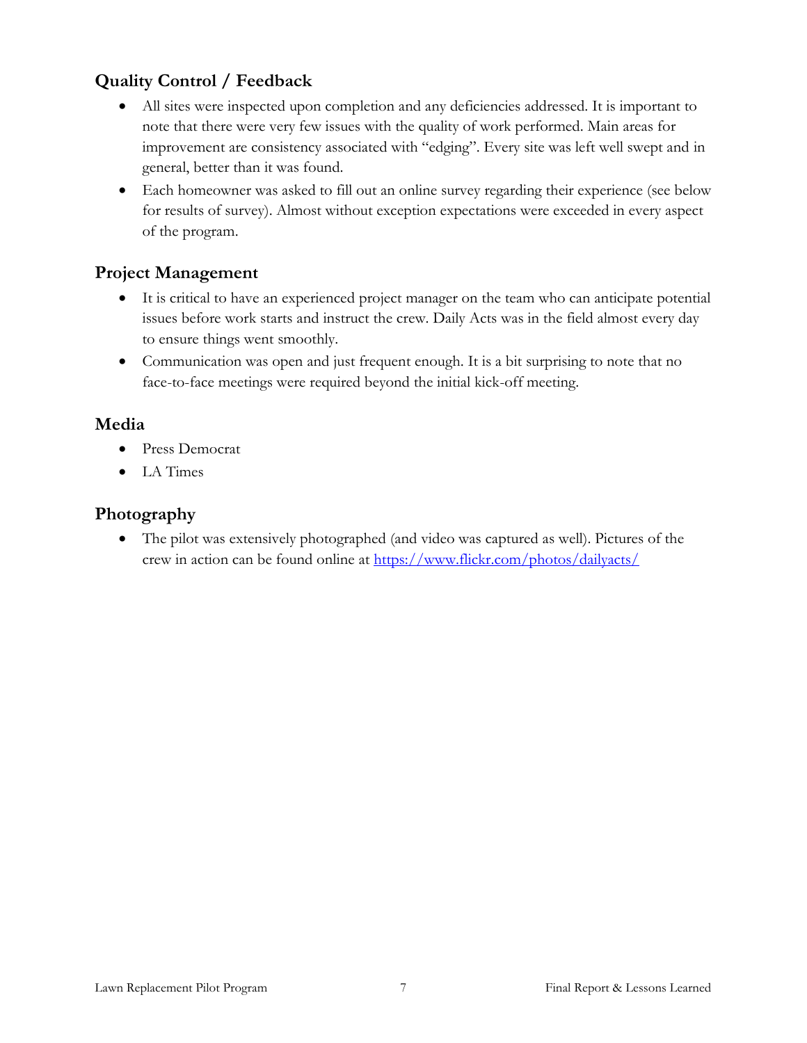## Quality Control / Feedback

- All sites were inspected upon completion and any deficiencies addressed. It is important to note that there were very few issues with the quality of work performed. Main areas for improvement are consistency associated with "edging". Every site was left well swept and in general, better than it was found.
- Each homeowner was asked to fill out an online survey regarding their experience (see below for results of survey). Almost without exception expectations were exceeded in every aspect of the program.

## Project Management

- It is critical to have an experienced project manager on the team who can anticipate potential issues before work starts and instruct the crew. Daily Acts was in the field almost every day to ensure things went smoothly.
- Communication was open and just frequent enough. It is a bit surprising to note that no face-to-face meetings were required beyond the initial kick-off meeting.

## Media

- Press Democrat
- LA Times

## Photography

- The pilot was extensively photographed (and video was captured as well). Pictures of the crew in action can be found online at [https://www.flickr.com/photos/dailyacts/](https://www.flickr.com/photos/dailyacts/)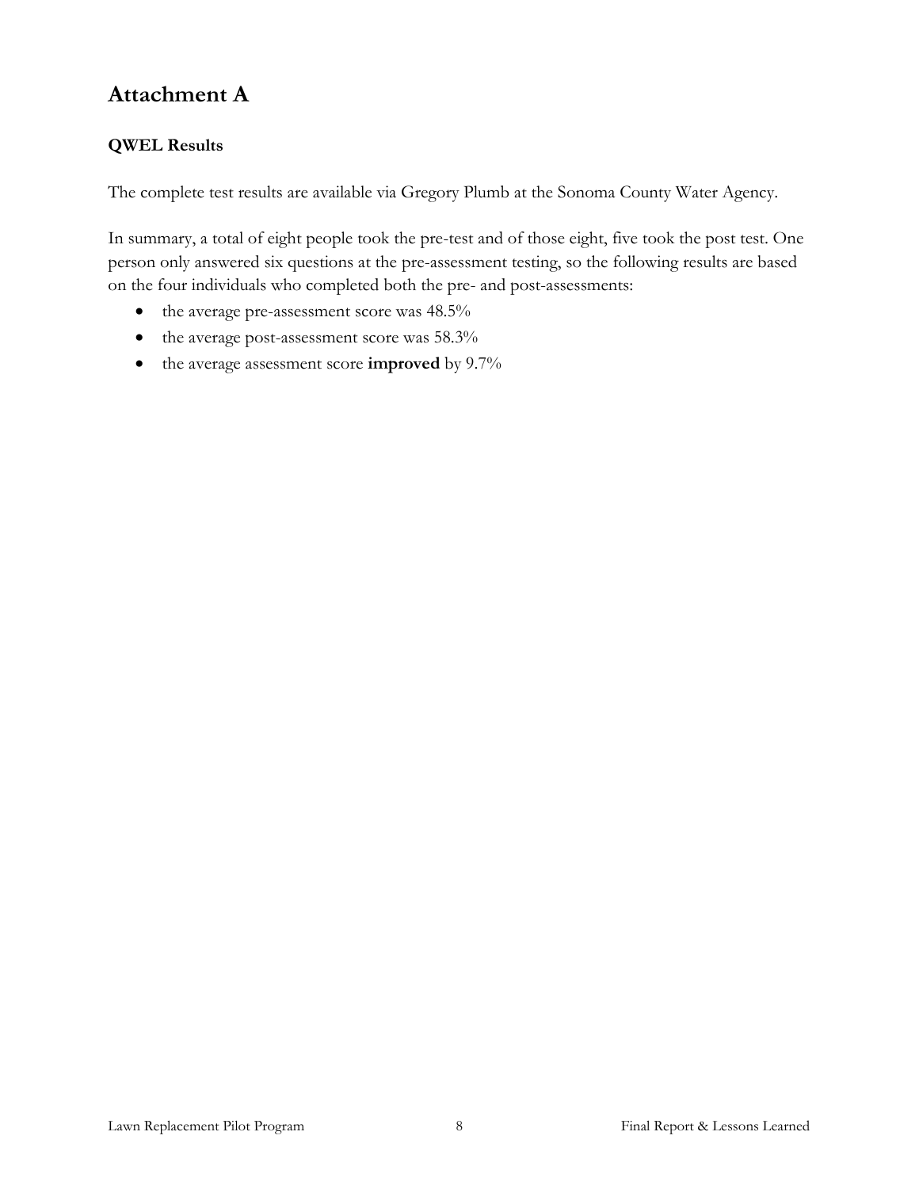# Attachment A

### QWEL Results

The complete test results are available via Gregory Plumb at the Sonoma County Water Agency.

In summary, a total of eight people took the pre-test and of those eight, five took the post test. One person only answered six questions at the pre-assessment testing, so the following results are based on the four individuals who completed both the pre- and post-assessments:

- the average pre-assessment score was 48.5%
- the average post-assessment score was 58.3%
- the average assessment score **improved** by 9.7%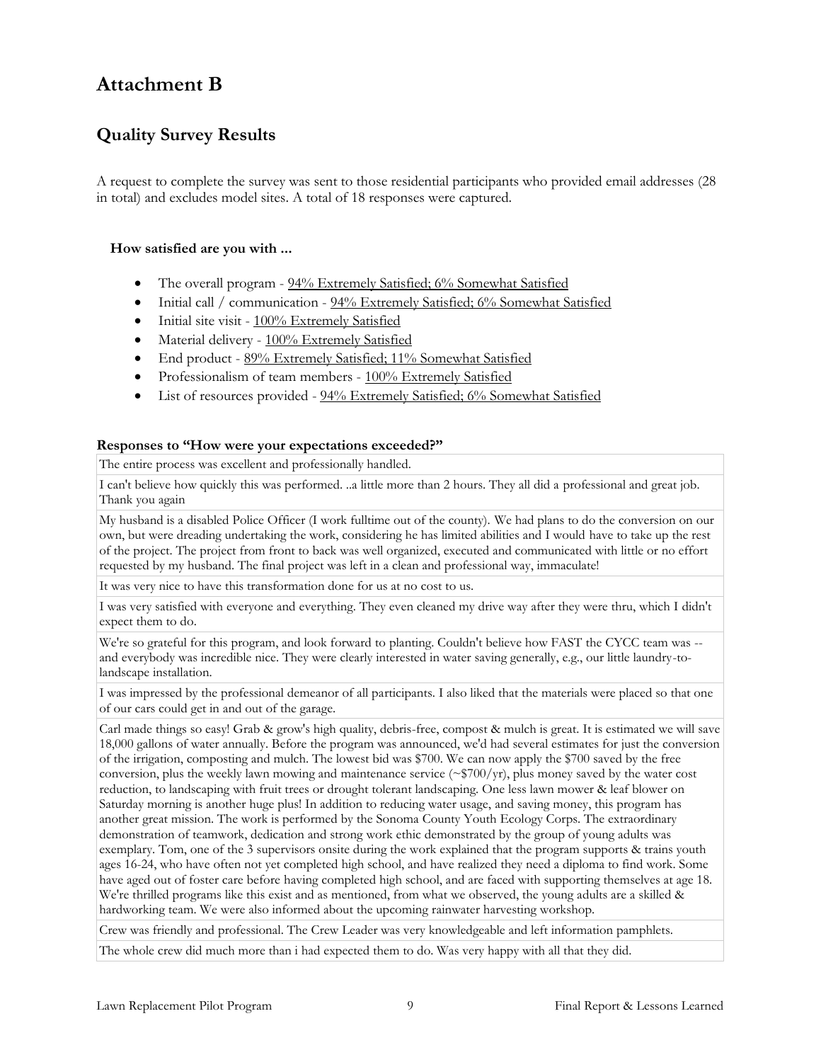# Attachment B

## Quality Survey Results

A request to complete the survey was sent to those residential participants who provided email addresses (28 in total) and excludes model sites. A total of 18 responses were captured.

**How satisfied are you with ...**

- The overall program - 94% Extremely Satisfied; 6% Somewhat Satisfied
- Initial call / communication - 94% Extremely Satisfied; 6% Somewhat Satisfied
- Initial site visit - 100% Extremely Satisfied
- Material delivery - 100% Extremely Satisfied
- End product - 89% Extremely Satisfied; 11% Somewhat Satisfied
- Professionalism of team members - 100% Extremely Satisfied
- List of resources provided - 94% Extremely Satisfied; 6% Somewhat Satisfied

**Responses to "How were your expectations exceeded?"**

| |
|---|
| The entire process was excellent and professionally handled. |
| I can't believe how quickly this was performed. ..a little more than 2 hours. They all did a professional and great job. Thank you again |
| My husband is a disabled Police Officer (I work fulltime out of the county). We had plans to do the conversion on our own, but were dreading undertaking the work, considering he has limited abilities and I would have to take up the rest of the project. The project from front to back was well organized, executed and communicated with little or no effort requested by my husband. The final project was left in a clean and professional way, immaculate! |
| It was very nice to have this transformation done for us at no cost to us. |
| I was very satisfied with everyone and everything. They even cleaned my drive way after they were thru, which I didn't expect them to do. |
| We're so grateful for this program, and look forward to planting. Couldn't believe how FAST the CYCC team was -- and everybody was incredible nice. They were clearly interested in water saving generally, e.g., our little laundry-to-landscape installation. |
| I was impressed by the professional demeanor of all participants. I also liked that the materials were placed so that one of our cars could get in and out of the garage. |
| Carl made things so easy! Grab & grow's high quality, debris-free, compost & mulch is great. It is estimated we will save 18,000 gallons of water annually. Before the program was announced, we'd had several estimates for just the conversion of the irrigation, composting and mulch. The lowest bid was $700. We can now apply the $700 saved by the free conversion, plus the weekly lawn mowing and maintenance service (~$700/yr), plus money saved by the water cost reduction, to landscaping with fruit trees or drought tolerant landscaping. One less lawn mower & leaf blower on Saturday morning is another huge plus! In addition to reducing water usage, and saving money, this program has another great mission. The work is performed by the Sonoma County Youth Ecology Corps. The extraordinary demonstration of teamwork, dedication and strong work ethic demonstrated by the group of young adults was exemplary. Tom, one of the 3 supervisors onsite during the work explained that the program supports & trains youth ages 16-24, who have often not yet completed high school, and have realized they need a diploma to find work. Some have aged out of foster care before having completed high school, and are faced with supporting themselves at age 18. We're thrilled programs like this exist and as mentioned, from what we observed, the young adults are a skilled & hardworking team. We were also informed about the upcoming rainwater harvesting workshop. |
| Crew was friendly and professional. The Crew Leader was very knowledgeable and left information pamphlets. |
| The whole crew did much more than i had expected them to do. Was very happy with all that they did. |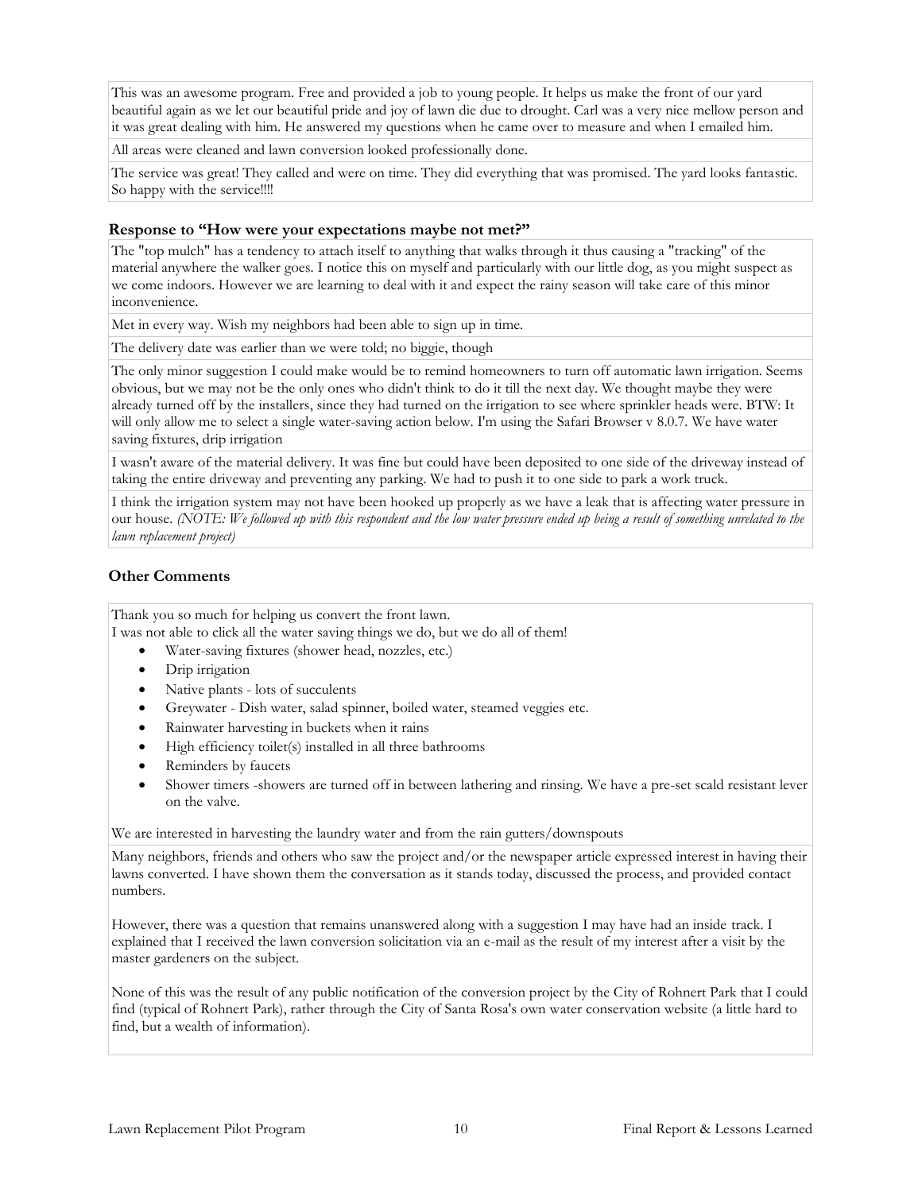This was an awesome program. Free and provided a job to young people. It helps us make the front of our yard beautiful again as we let our beautiful pride and joy of lawn die due to drought. Carl was a very nice mellow person and it was great dealing with him. He answered my questions when he came over to measure and when I emailed him.

All areas were cleaned and lawn conversion looked professionally done.

The service was great! They called and were on time. They did everything that was promised. The yard looks fantastic. So happy with the service!!!!

### Response to "How were your expectations maybe not met?"

The "top mulch" has a tendency to attach itself to anything that walks through it thus causing a "tracking" of the material anywhere the walker goes. I notice this on myself and particularly with our little dog, as you might suspect as we come indoors. However we are learning to deal with it and expect the rainy season will take care of this minor inconvenience.

Met in every way. Wish my neighbors had been able to sign up in time.

The delivery date was earlier than we were told; no biggie, though

The only minor suggestion I could make would be to remind homeowners to turn off automatic lawn irrigation. Seems obvious, but we may not be the only ones who didn't think to do it till the next day. We thought maybe they were already turned off by the installers, since they had turned on the irrigation to see where sprinkler heads were. BTW: It will only allow me to select a single water-saving action below. I'm using the Safari Browser v 8.0.7. We have water saving fixtures, drip irrigation

I wasn't aware of the material delivery. It was fine but could have been deposited to one side of the driveway instead of taking the entire driveway and preventing any parking. We had to push it to one side to park a work truck.

I think the irrigation system may not have been hooked up properly as we have a leak that is affecting water pressure in our house. *(NOTE: We followed up with this respondent and the low water pressure ended up being a result of something unrelated to the lawn replacement project)*

### Other Comments

Thank you so much for helping us convert the front lawn.
I was not able to click all the water saving things we do, but we do all of them!

- Water-saving fixtures (shower head, nozzles, etc.)
- Drip irrigation
- Native plants - lots of succulents
- Greywater - Dish water, salad spinner, boiled water, steamed veggies etc.
- Rainwater harvesting in buckets when it rains
- High efficiency toilet(s) installed in all three bathrooms
- Reminders by faucets
- Shower timers -showers are turned off in between lathering and rinsing. We have a pre-set scald resistant lever on the valve.

We are interested in harvesting the laundry water and from the rain gutters/downspouts

Many neighbors, friends and others who saw the project and/or the newspaper article expressed interest in having their lawns converted. I have shown them the conversation as it stands today, discussed the process, and provided contact numbers.

However, there was a question that remains unanswered along with a suggestion I may have had an inside track. I explained that I received the lawn conversion solicitation via an e-mail as the result of my interest after a visit by the master gardeners on the subject.

None of this was the result of any public notification of the conversion project by the City of Rohnert Park that I could find (typical of Rohnert Park), rather through the City of Santa Rosa's own water conservation website (a little hard to find, but a wealth of information).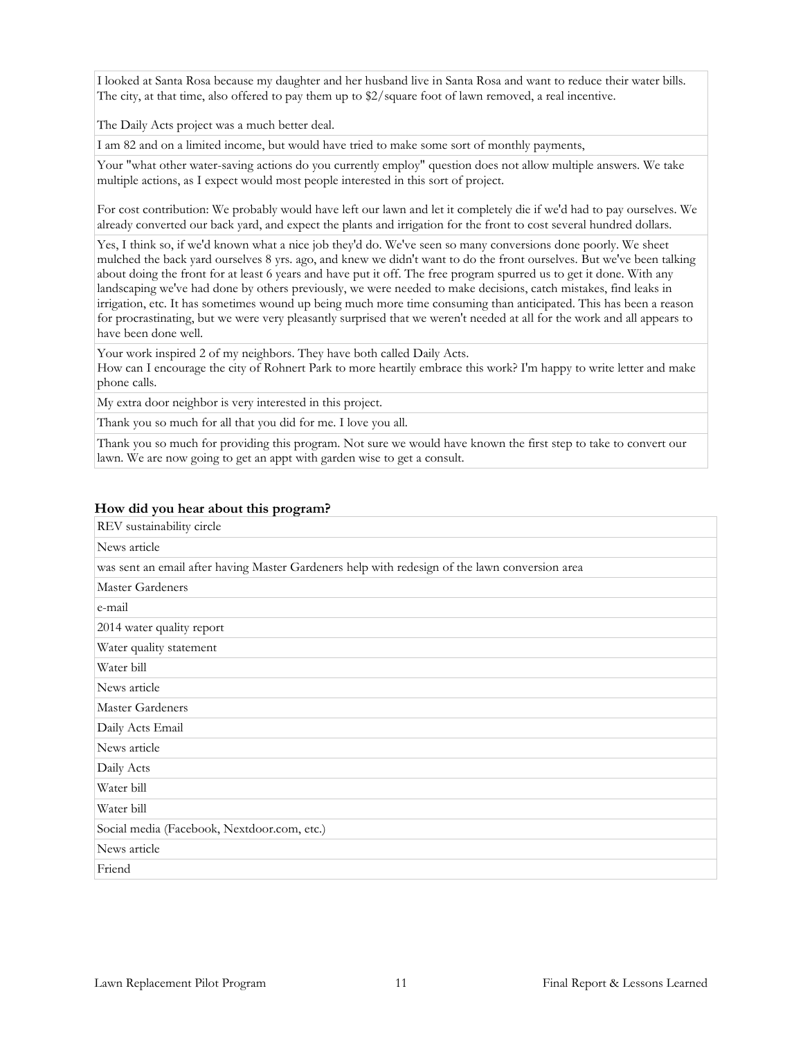| |
|---|
| I looked at Santa Rosa because my daughter and her husband live in Santa Rosa and want to reduce their water bills. The city, at that time, also offered to pay them up to $2/square foot of lawn removed, a real incentive.<br><br>The Daily Acts project was a much better deal. |
| I am 82 and on a limited income, but would have tried to make some sort of monthly payments, |
| Your "what other water-saving actions do you currently employ" question does not allow multiple answers. We take multiple actions, as I expect would most people interested in this sort of project.<br><br>For cost contribution: We probably would have left our lawn and let it completely die if we'd had to pay ourselves. We already converted our back yard, and expect the plants and irrigation for the front to cost several hundred dollars. |
| Yes, I think so, if we'd known what a nice job they'd do. We've seen so many conversions done poorly. We sheet mulched the back yard ourselves 8 yrs. ago, and knew we didn't want to do the front ourselves. But we've been talking about doing the front for at least 6 years and have put it off. The free program spurred us to get it done. With any landscaping we've had done by others previously, we were needed to make decisions, catch mistakes, find leaks in irrigation, etc. It has sometimes wound up being much more time consuming than anticipated. This has been a reason for procrastinating, but we were very pleasantly surprised that we weren't needed at all for the work and all appears to have been done well. |
| Your work inspired 2 of my neighbors. They have both called Daily Acts.<br>How can I encourage the city of Rohnert Park to more heartily embrace this work? I'm happy to write letter and make phone calls. |
| My extra door neighbor is very interested in this project. |
| Thank you so much for all that you did for me. I love you all. |
| Thank you so much for providing this program. Not sure we would have known the first step to take to convert our lawn. We are now going to get an appt with garden wise to get a consult. |

### How did you hear about this program?

| |
|---|
| REV sustainability circle |
| News article |
| was sent an email after having Master Gardeners help with redesign of the lawn conversion area |
| Master Gardeners |
| e-mail |
| 2014 water quality report |
| Water quality statement |
| Water bill |
| News article |
| Master Gardeners |
| Daily Acts Email |
| News article |
| Daily Acts |
| Water bill |
| Water bill |
| Social media (Facebook, Nextdoor.com, etc.) |
| News article |
| Friend |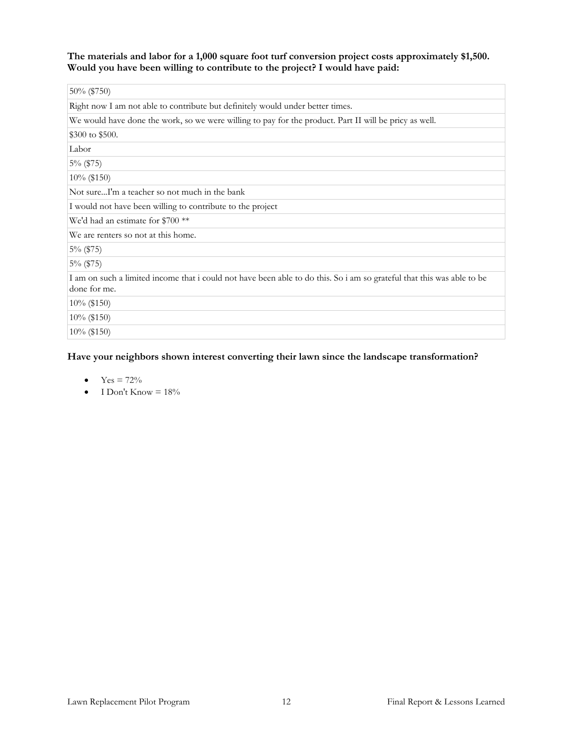**The materials and labor for a 1,000 square foot turf conversion project costs approximately $1,500. Would you have been willing to contribute to the project? I would have paid:**

| |
|---|
| 50% ($750) |
| Right now I am not able to contribute but definitely would under better times. |
| We would have done the work, so we were willing to pay for the product. Part II will be pricy as well. |
| $300 to $500. |
| Labor |
| 5% ($75) |
| 10% ($150) |
| Not sure...I'm a teacher so not much in the bank |
| I would not have been willing to contribute to the project |
| We'd had an estimate for $700 ** |
| We are renters so not at this home. |
| 5% ($75) |
| 5% ($75) |
| I am on such a limited income that i could not have been able to do this. So i am so grateful that this was able to be done for me. |
| 10% ($150) |
| 10% ($150) |
| 10% ($150) |

**Have your neighbors shown interest converting their lawn since the landscape transformation?**

- Yes = 72%
- I Don't Know = 18%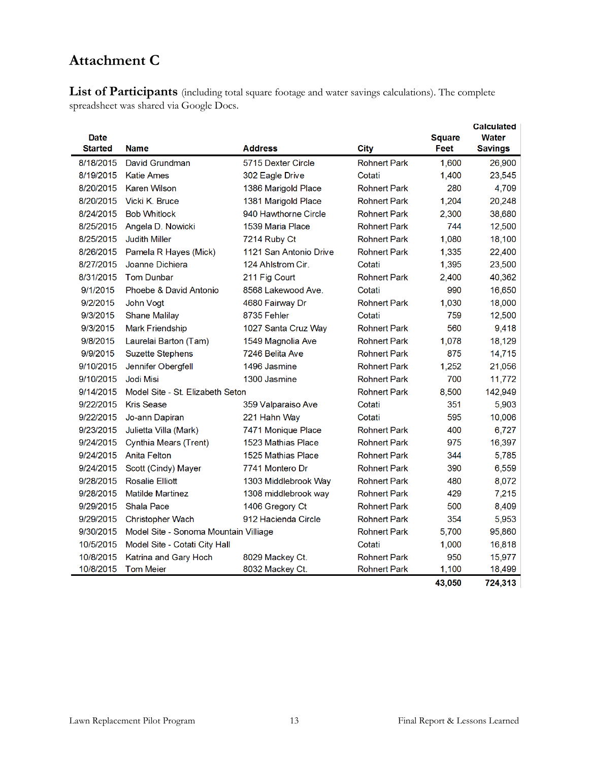# Attachment C

**List of Participants** (including total square footage and water savings calculations). The complete spreadsheet was shared via Google Docs.

| Date Started | Name | Address | City | Square Feet | Calculated Water Savings |
|---|---|---|---|---|---|
| 8/18/2015 | David Grundman | 5715 Dexter Circle | Rohnert Park | 1,600 | 26,900 |
| 8/19/2015 | Katie Ames | 302 Eagle Drive | Cotati | 1,400 | 23,545 |
| 8/20/2015 | Karen Wilson | 1386 Marigold Place | Rohnert Park | 280 | 4,709 |
| 8/20/2015 | Vicki K. Bruce | 1381 Marigold Place | Rohnert Park | 1,204 | 20,248 |
| 8/24/2015 | Bob Whitlock | 940 Hawthorne Circle | Rohnert Park | 2,300 | 38,680 |
| 8/25/2015 | Angela D. Nowicki | 1539 Maria Place | Rohnert Park | 744 | 12,500 |
| 8/25/2015 | Judith Miller | 7214 Ruby Ct | Rohnert Park | 1,080 | 18,100 |
| 8/26/2015 | Pamela R Hayes (Mick) | 1121 San Antonio Drive | Rohnert Park | 1,335 | 22,400 |
| 8/27/2015 | Joanne Dichiera | 124 Ahlstrom Cir. | Cotati | 1,395 | 23,500 |
| 8/31/2015 | Tom Dunbar | 211 Fig Court | Rohnert Park | 2,400 | 40,362 |
| 9/1/2015 | Phoebe & David Antonio | 8568 Lakewood Ave. | Cotati | 990 | 16,650 |
| 9/2/2015 | John Vogt | 4680 Fairway Dr | Rohnert Park | 1,030 | 18,000 |
| 9/3/2015 | Shane Malilay | 8735 Fehler | Cotati | 759 | 12,500 |
| 9/3/2015 | Mark Friendship | 1027 Santa Cruz Way | Rohnert Park | 560 | 9,418 |
| 9/8/2015 | Laurelai Barton (Tam) | 1549 Magnolia Ave | Rohnert Park | 1,078 | 18,129 |
| 9/9/2015 | Suzette Stephens | 7246 Belita Ave | Rohnert Park | 875 | 14,715 |
| 9/10/2015 | Jennifer Obergfell | 1496 Jasmine | Rohnert Park | 1,252 | 21,056 |
| 9/10/2015 | Jodi Misi | 1300 Jasmine | Rohnert Park | 700 | 11,772 |
| 9/14/2015 | Model Site - St. Elizabeth Seton | | Rohnert Park | 8,500 | 142,949 |
| 9/22/2015 | Kris Sease | 359 Valparaiso Ave | Cotati | 351 | 5,903 |
| 9/22/2015 | Jo-ann Dapiran | 221 Hahn Way | Cotati | 595 | 10,006 |
| 9/23/2015 | Julietta Villa (Mark) | 7471 Monique Place | Rohnert Park | 400 | 6,727 |
| 9/24/2015 | Cynthia Mears (Trent) | 1523 Mathias Place | Rohnert Park | 975 | 16,397 |
| 9/24/2015 | Anita Felton | 1525 Mathias Place | Rohnert Park | 344 | 5,785 |
| 9/24/2015 | Scott (Cindy) Mayer | 7741 Montero Dr | Rohnert Park | 390 | 6,559 |
| 9/28/2015 | Rosalie Elliott | 1303 Middlebrook Way | Rohnert Park | 480 | 8,072 |
| 9/28/2015 | Matilde Martinez | 1308 middlebrook way | Rohnert Park | 429 | 7,215 |
| 9/29/2015 | Shala Pace | 1406 Gregory Ct | Rohnert Park | 500 | 8,409 |
| 9/29/2015 | Christopher Wach | 912 Hacienda Circle | Rohnert Park | 354 | 5,953 |
| 9/30/2015 | Model Site - Sonoma Mountain Villiage | | Rohnert Park | 5,700 | 95,860 |
| 10/5/2015 | Model Site - Cotati City Hall | | Cotati | 1,000 | 16,818 |
| 10/8/2015 | Katrina and Gary Hoch | 8029 Mackey Ct. | Rohnert Park | 950 | 15,977 |
| 10/8/2015 | Tom Meier | 8032 Mackey Ct. | Rohnert Park | 1,100 | 18,499 |
| | | | | **43,050** | **724,313** |